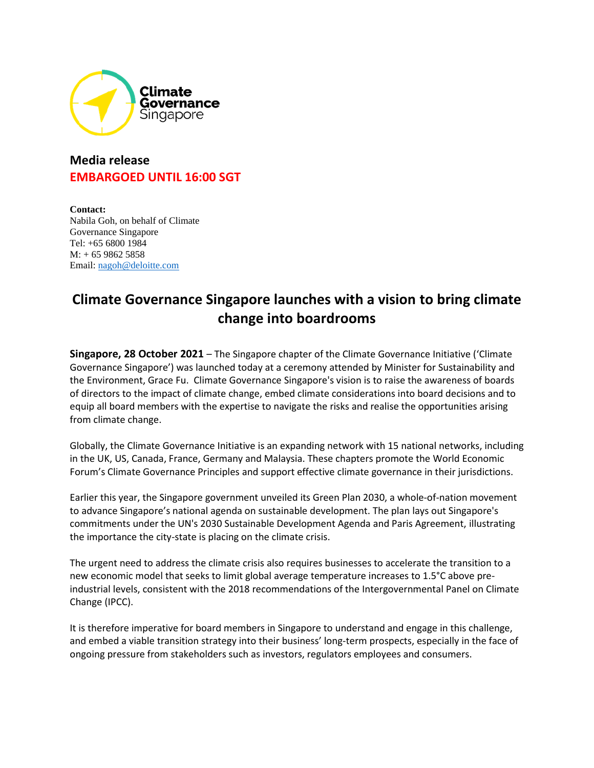Climate Governance Singapore

**Media release**

**EMBARGOED UNTIL 16:00 SGT**

**Contact:**
Nabila Goh, on behalf of Climate Governance Singapore
Tel: +65 6800 1984
M: + 65 9862 5858
Email: nagoh@deloitte.com

# Climate Governance Singapore launches with a vision to bring climate change into boardrooms

**Singapore, 28 October 2021** – The Singapore chapter of the Climate Governance Initiative ('Climate Governance Singapore') was launched today at a ceremony attended by Minister for Sustainability and the Environment, Grace Fu. Climate Governance Singapore's vision is to raise the awareness of boards of directors to the impact of climate change, embed climate considerations into board decisions and to equip all board members with the expertise to navigate the risks and realise the opportunities arising from climate change.

Globally, the Climate Governance Initiative is an expanding network with 15 national networks, including in the UK, US, Canada, France, Germany and Malaysia. These chapters promote the World Economic Forum's Climate Governance Principles and support effective climate governance in their jurisdictions.

Earlier this year, the Singapore government unveiled its Green Plan 2030, a whole-of-nation movement to advance Singapore's national agenda on sustainable development. The plan lays out Singapore's commitments under the UN's 2030 Sustainable Development Agenda and Paris Agreement, illustrating the importance the city-state is placing on the climate crisis.

The urgent need to address the climate crisis also requires businesses to accelerate the transition to a new economic model that seeks to limit global average temperature increases to 1.5°C above pre-industrial levels, consistent with the 2018 recommendations of the Intergovernmental Panel on Climate Change (IPCC).

It is therefore imperative for board members in Singapore to understand and engage in this challenge, and embed a viable transition strategy into their business' long-term prospects, especially in the face of ongoing pressure from stakeholders such as investors, regulators employees and consumers.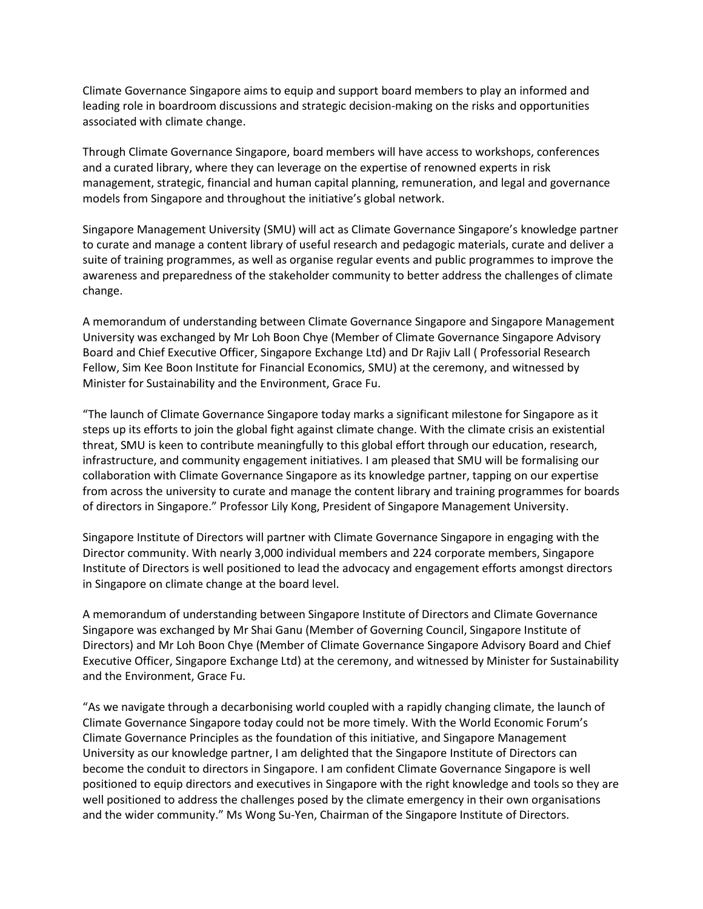Climate Governance Singapore aims to equip and support board members to play an informed and leading role in boardroom discussions and strategic decision-making on the risks and opportunities associated with climate change.

Through Climate Governance Singapore, board members will have access to workshops, conferences and a curated library, where they can leverage on the expertise of renowned experts in risk management, strategic, financial and human capital planning, remuneration, and legal and governance models from Singapore and throughout the initiative's global network.

Singapore Management University (SMU) will act as Climate Governance Singapore's knowledge partner to curate and manage a content library of useful research and pedagogic materials, curate and deliver a suite of training programmes, as well as organise regular events and public programmes to improve the awareness and preparedness of the stakeholder community to better address the challenges of climate change.

A memorandum of understanding between Climate Governance Singapore and Singapore Management University was exchanged by Mr Loh Boon Chye (Member of Climate Governance Singapore Advisory Board and Chief Executive Officer, Singapore Exchange Ltd) and Dr Rajiv Lall ( Professorial Research Fellow, Sim Kee Boon Institute for Financial Economics, SMU) at the ceremony, and witnessed by Minister for Sustainability and the Environment, Grace Fu.

"The launch of Climate Governance Singapore today marks a significant milestone for Singapore as it steps up its efforts to join the global fight against climate change. With the climate crisis an existential threat, SMU is keen to contribute meaningfully to this global effort through our education, research, infrastructure, and community engagement initiatives. I am pleased that SMU will be formalising our collaboration with Climate Governance Singapore as its knowledge partner, tapping on our expertise from across the university to curate and manage the content library and training programmes for boards of directors in Singapore." Professor Lily Kong, President of Singapore Management University.

Singapore Institute of Directors will partner with Climate Governance Singapore in engaging with the Director community. With nearly 3,000 individual members and 224 corporate members, Singapore Institute of Directors is well positioned to lead the advocacy and engagement efforts amongst directors in Singapore on climate change at the board level.

A memorandum of understanding between Singapore Institute of Directors and Climate Governance Singapore was exchanged by Mr Shai Ganu (Member of Governing Council, Singapore Institute of Directors) and Mr Loh Boon Chye (Member of Climate Governance Singapore Advisory Board and Chief Executive Officer, Singapore Exchange Ltd) at the ceremony, and witnessed by Minister for Sustainability and the Environment, Grace Fu.

"As we navigate through a decarbonising world coupled with a rapidly changing climate, the launch of Climate Governance Singapore today could not be more timely. With the World Economic Forum's Climate Governance Principles as the foundation of this initiative, and Singapore Management University as our knowledge partner, I am delighted that the Singapore Institute of Directors can become the conduit to directors in Singapore. I am confident Climate Governance Singapore is well positioned to equip directors and executives in Singapore with the right knowledge and tools so they are well positioned to address the challenges posed by the climate emergency in their own organisations and the wider community." Ms Wong Su-Yen, Chairman of the Singapore Institute of Directors.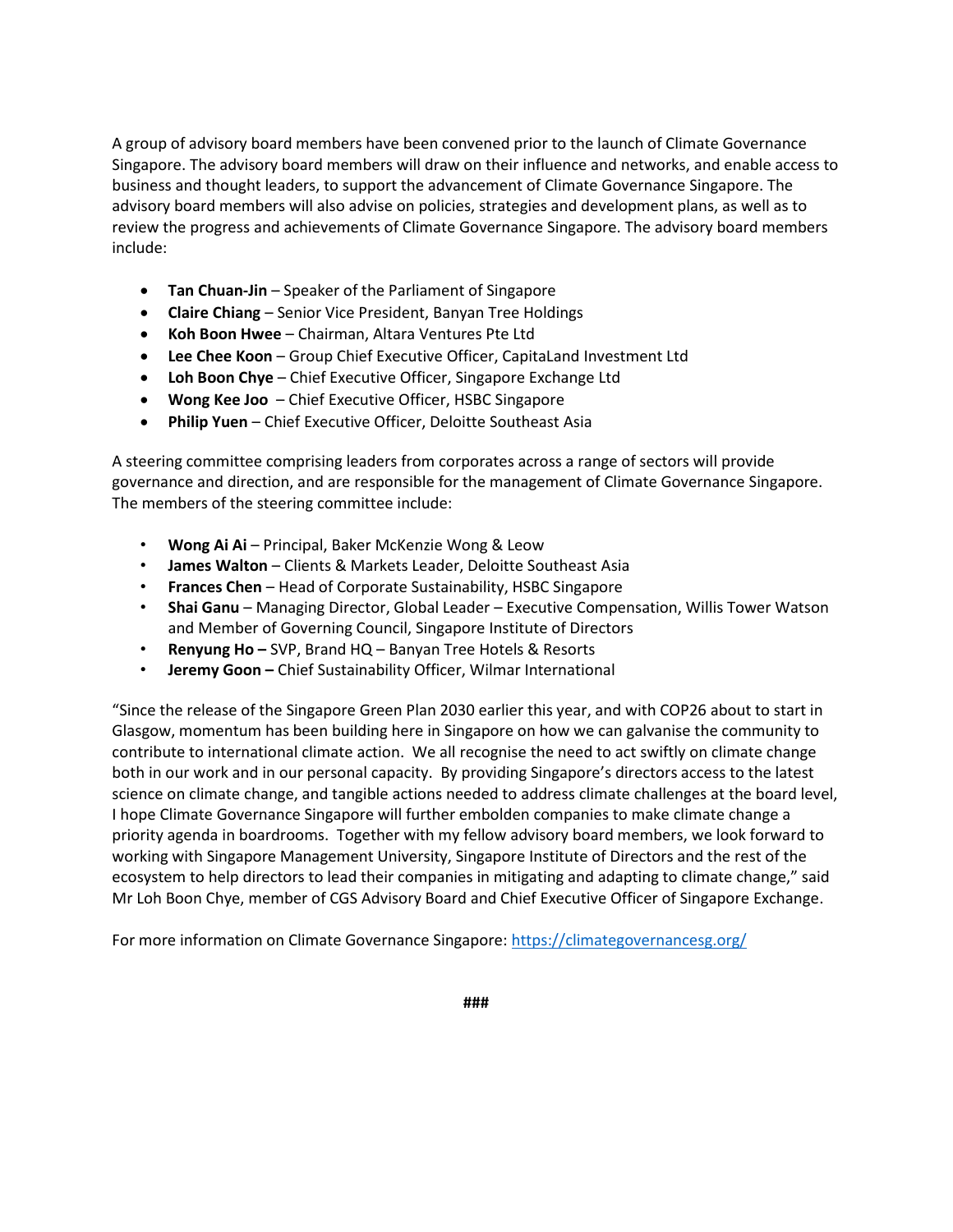A group of advisory board members have been convened prior to the launch of Climate Governance Singapore. The advisory board members will draw on their influence and networks, and enable access to business and thought leaders, to support the advancement of Climate Governance Singapore. The advisory board members will also advise on policies, strategies and development plans, as well as to review the progress and achievements of Climate Governance Singapore. The advisory board members include:

- **Tan Chuan-Jin** – Speaker of the Parliament of Singapore
- **Claire Chiang** – Senior Vice President, Banyan Tree Holdings
- **Koh Boon Hwee** – Chairman, Altara Ventures Pte Ltd
- **Lee Chee Koon** – Group Chief Executive Officer, CapitaLand Investment Ltd
- **Loh Boon Chye** – Chief Executive Officer, Singapore Exchange Ltd
- **Wong Kee Joo** – Chief Executive Officer, HSBC Singapore
- **Philip Yuen** – Chief Executive Officer, Deloitte Southeast Asia

A steering committee comprising leaders from corporates across a range of sectors will provide governance and direction, and are responsible for the management of Climate Governance Singapore. The members of the steering committee include:

- **Wong Ai Ai** – Principal, Baker McKenzie Wong & Leow
- **James Walton** – Clients & Markets Leader, Deloitte Southeast Asia
- **Frances Chen** – Head of Corporate Sustainability, HSBC Singapore
- **Shai Ganu** – Managing Director, Global Leader – Executive Compensation, Willis Tower Watson and Member of Governing Council, Singapore Institute of Directors
- **Renyung Ho –** SVP, Brand HQ – Banyan Tree Hotels & Resorts
- **Jeremy Goon –** Chief Sustainability Officer, Wilmar International

"Since the release of the Singapore Green Plan 2030 earlier this year, and with COP26 about to start in Glasgow, momentum has been building here in Singapore on how we can galvanise the community to contribute to international climate action. We all recognise the need to act swiftly on climate change both in our work and in our personal capacity. By providing Singapore's directors access to the latest science on climate change, and tangible actions needed to address climate challenges at the board level, I hope Climate Governance Singapore will further embolden companies to make climate change a priority agenda in boardrooms. Together with my fellow advisory board members, we look forward to working with Singapore Management University, Singapore Institute of Directors and the rest of the ecosystem to help directors to lead their companies in mitigating and adapting to climate change," said Mr Loh Boon Chye, member of CGS Advisory Board and Chief Executive Officer of Singapore Exchange.

For more information on Climate Governance Singapore: https://climategovernancesg.org/

###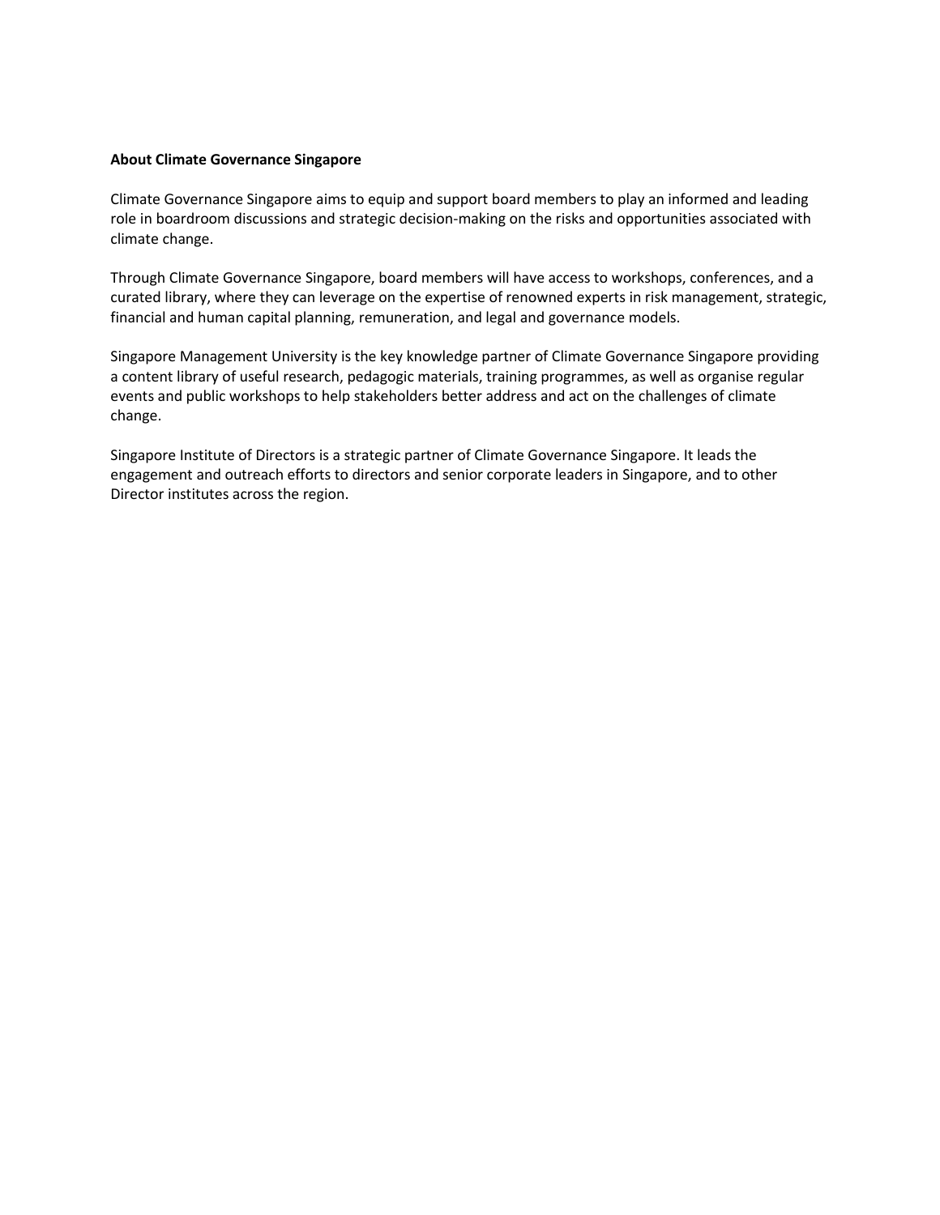**About Climate Governance Singapore**

Climate Governance Singapore aims to equip and support board members to play an informed and leading role in boardroom discussions and strategic decision-making on the risks and opportunities associated with climate change.

Through Climate Governance Singapore, board members will have access to workshops, conferences, and a curated library, where they can leverage on the expertise of renowned experts in risk management, strategic, financial and human capital planning, remuneration, and legal and governance models.

Singapore Management University is the key knowledge partner of Climate Governance Singapore providing a content library of useful research, pedagogic materials, training programmes, as well as organise regular events and public workshops to help stakeholders better address and act on the challenges of climate change.

Singapore Institute of Directors is a strategic partner of Climate Governance Singapore. It leads the engagement and outreach efforts to directors and senior corporate leaders in Singapore, and to other Director institutes across the region.